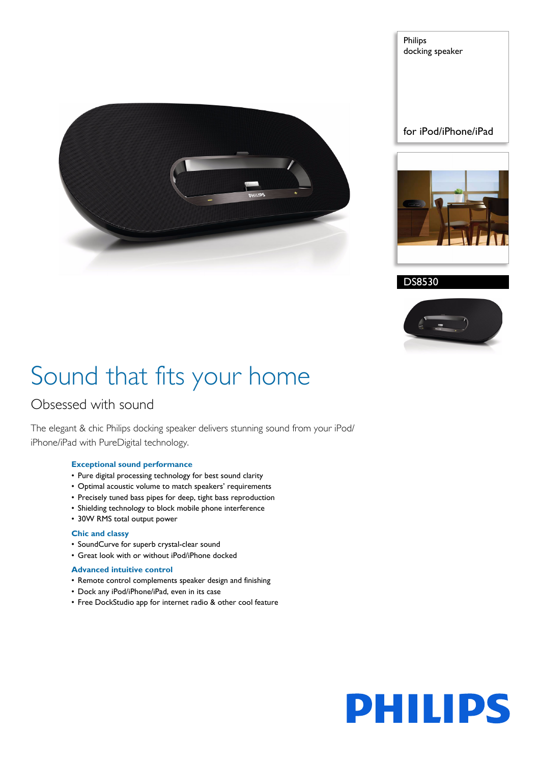Philips
docking speaker

for iPod/iPhone/iPad

DS8530

# Sound that fits your home

## Obsessed with sound

The elegant & chic Philips docking speaker delivers stunning sound from your iPod/iPhone/iPad with PureDigital technology.

### Exceptional sound performance

- Pure digital processing technology for best sound clarity
- Optimal acoustic volume to match speakers' requirements
- Precisely tuned bass pipes for deep, tight bass reproduction
- Shielding technology to block mobile phone interference
- 30W RMS total output power

### Chic and classy

- SoundCurve for superb crystal-clear sound
- Great look with or without iPod/iPhone docked

### Advanced intuitive control

- Remote control complements speaker design and finishing
- Dock any iPod/iPhone/iPad, even in its case
- Free DockStudio app for internet radio & other cool feature

PHILIPS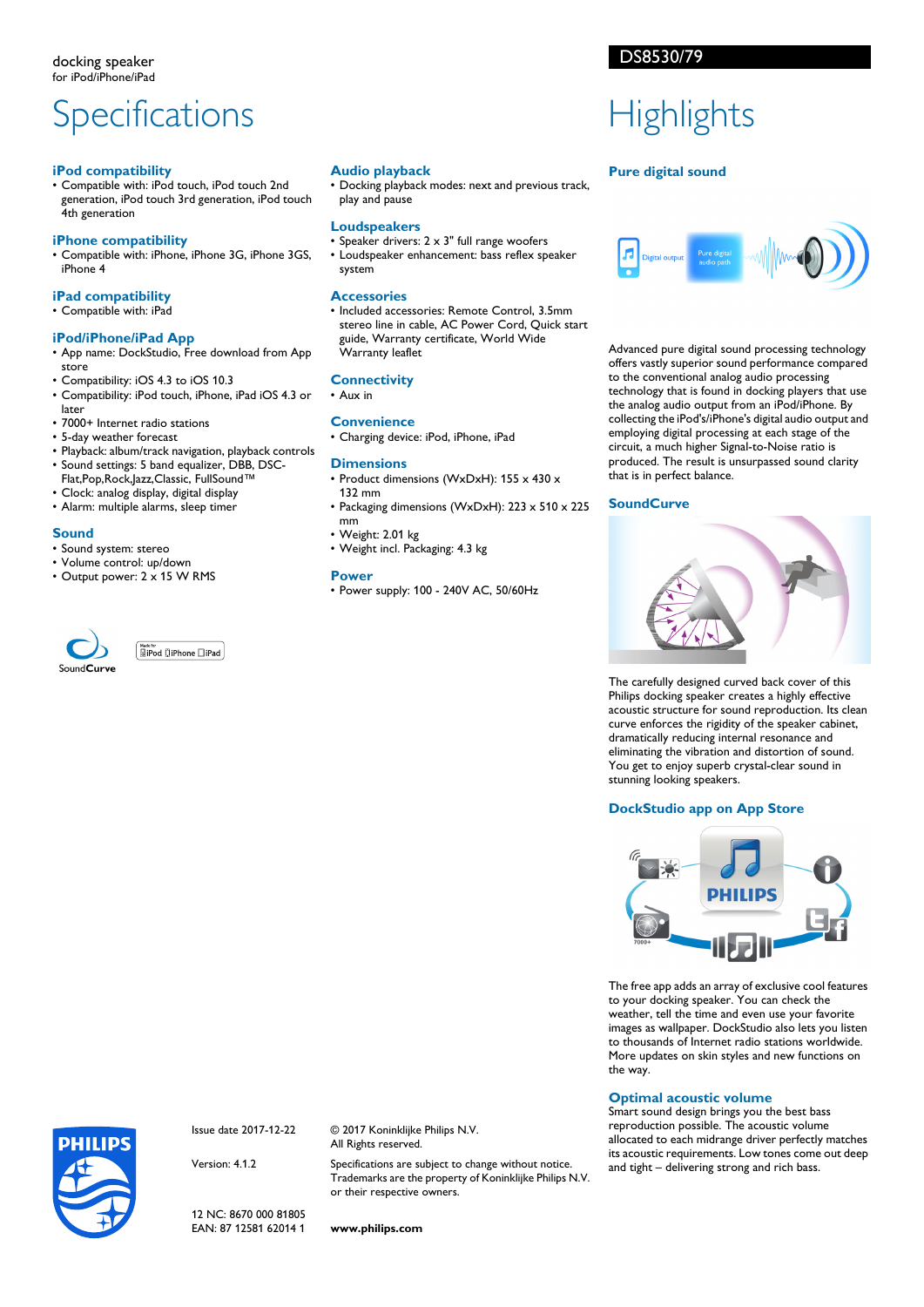docking speaker
for iPod/iPhone/iPad

DS8530/79

# Specifications

### iPod compatibility

- Compatible with: iPod touch, iPod touch 2nd generation, iPod touch 3rd generation, iPod touch 4th generation

### iPhone compatibility

- Compatible with: iPhone, iPhone 3G, iPhone 3GS, iPhone 4

### iPad compatibility

- Compatible with: iPad

### iPod/iPhone/iPad App

- App name: DockStudio, Free download from App store
- Compatibility: iOS 4.3 to iOS 10.3
- Compatibility: iPod touch, iPhone, iPad iOS 4.3 or later
- 7000+ Internet radio stations
- 5-day weather forecast
- Playback: album/track navigation, playback controls
- Sound settings: 5 band equalizer, DBB, DSC-Flat,Pop,Rock,Jazz,Classic, FullSound™
- Clock: analog display, digital display
- Alarm: multiple alarms, sleep timer

### Sound

- Sound system: stereo
- Volume control: up/down
- Output power: 2 x 15 W RMS

### Audio playback

- Docking playback modes: next and previous track, play and pause

### Loudspeakers

- Speaker drivers: 2 x 3" full range woofers
- Loudspeaker enhancement: bass reflex speaker system

### Accessories

- Included accessories: Remote Control, 3.5mm stereo line in cable, AC Power Cord, Quick start guide, Warranty certificate, World Wide Warranty leaflet

### Connectivity

- Aux in

### Convenience

- Charging device: iPod, iPhone, iPad

### Dimensions

- Product dimensions (WxDxH): 155 x 430 x 132 mm
- Packaging dimensions (WxDxH): 223 x 510 x 225 mm
- Weight: 2.01 kg
- Weight incl. Packaging: 4.3 kg

### Power

- Power supply: 100 - 240V AC, 50/60Hz

SoundCurve

Made for iPod iPhone iPad

# Highlights

### Pure digital sound

Digital output
Pure digital audio path

Advanced pure digital sound processing technology offers vastly superior sound performance compared to the conventional analog audio processing technology that is found in docking players that use the analog audio output from an iPod/iPhone. By collecting the iPod's/iPhone's digital audio output and employing digital processing at each stage of the circuit, a much higher Signal-to-Noise ratio is produced. The result is unsurpassed sound clarity that is in perfect balance.

### SoundCurve

The carefully designed curved back cover of this Philips docking speaker creates a highly effective acoustic structure for sound reproduction. Its clean curve enforces the rigidity of the speaker cabinet, dramatically reducing internal resonance and eliminating the vibration and distortion of sound. You get to enjoy superb crystal-clear sound in stunning looking speakers.

### DockStudio app on App Store

PHILIPS
7000+

The free app adds an array of exclusive cool features to your docking speaker. You can check the weather, tell the time and even use your favorite images as wallpaper. DockStudio also lets you listen to thousands of Internet radio stations worldwide. More updates on skin styles and new functions on the way.

### Optimal acoustic volume

Smart sound design brings you the best bass reproduction possible. The acoustic volume allocated to each midrange driver perfectly matches its acoustic requirements. Low tones come out deep and tight – delivering strong and rich bass.

PHILIPS

Issue date 2017-12-22

Version: 4.1.2

12 NC: 8670 000 81805
EAN: 87 12581 62014 1

© 2017 Koninklijke Philips N.V.
All Rights reserved.

Specifications are subject to change without notice. Trademarks are the property of Koninklijke Philips N.V. or their respective owners.

**www.philips.com**